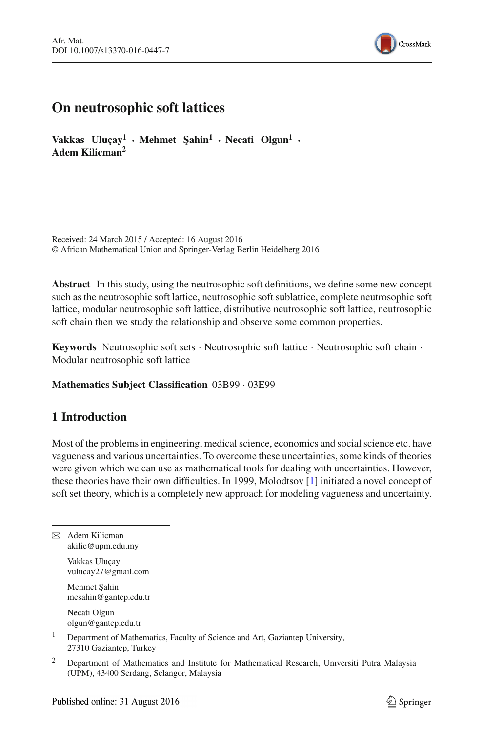# On neutrosophic soft lattices

**Vakkas Uluçay[1] · Mehmet Şahin[1] · Necati Olgun[1] · Adem Kilicman[2]**

Received: 24 March 2015 / Accepted: 16 August 2016
© African Mathematical Union and Springer-Verlag Berlin Heidelberg 2016

**Abstract** In this study, using the neutrosophic soft definitions, we define some new concept such as the neutrosophic soft lattice, neutrosophic soft sublattice, complete neutrosophic soft lattice, modular neutrosophic soft lattice, distributive neutrosophic soft lattice, neutrosophic soft chain then we study the relationship and observe some common properties.

**Keywords** Neutrosophic soft sets · Neutrosophic soft lattice · Neutrosophic soft chain · Modular neutrosophic soft lattice

**Mathematics Subject Classification** 03B99 · 03E99

## 1 Introduction

Most of the problems in engineering, medical science, economics and social science etc. have vagueness and various uncertainties. To overcome these uncertainties, some kinds of theories were given which we can use as mathematical tools for dealing with uncertainties. However, these theories have their own difficulties. In 1999, Molodtsov [1] initiated a novel concept of soft set theory, which is a completely new approach for modeling vagueness and uncertainty.

---

✉ Adem Kilicman
akilic@upm.edu.my

Vakkas Uluçay
vulucay27@gmail.com

Mehmet Şahin
mesahin@gantep.edu.tr

Necati Olgun
olgun@gantep.edu.tr

[1] Department of Mathematics, Faculty of Science and Art, Gaziantep University, 27310 Gaziantep, Turkey

[2] Department of Mathematics and Institute for Mathematical Research, Unıversiti Putra Malaysia (UPM), 43400 Serdang, Selangor, Malaysia

Published online: 31 August 2016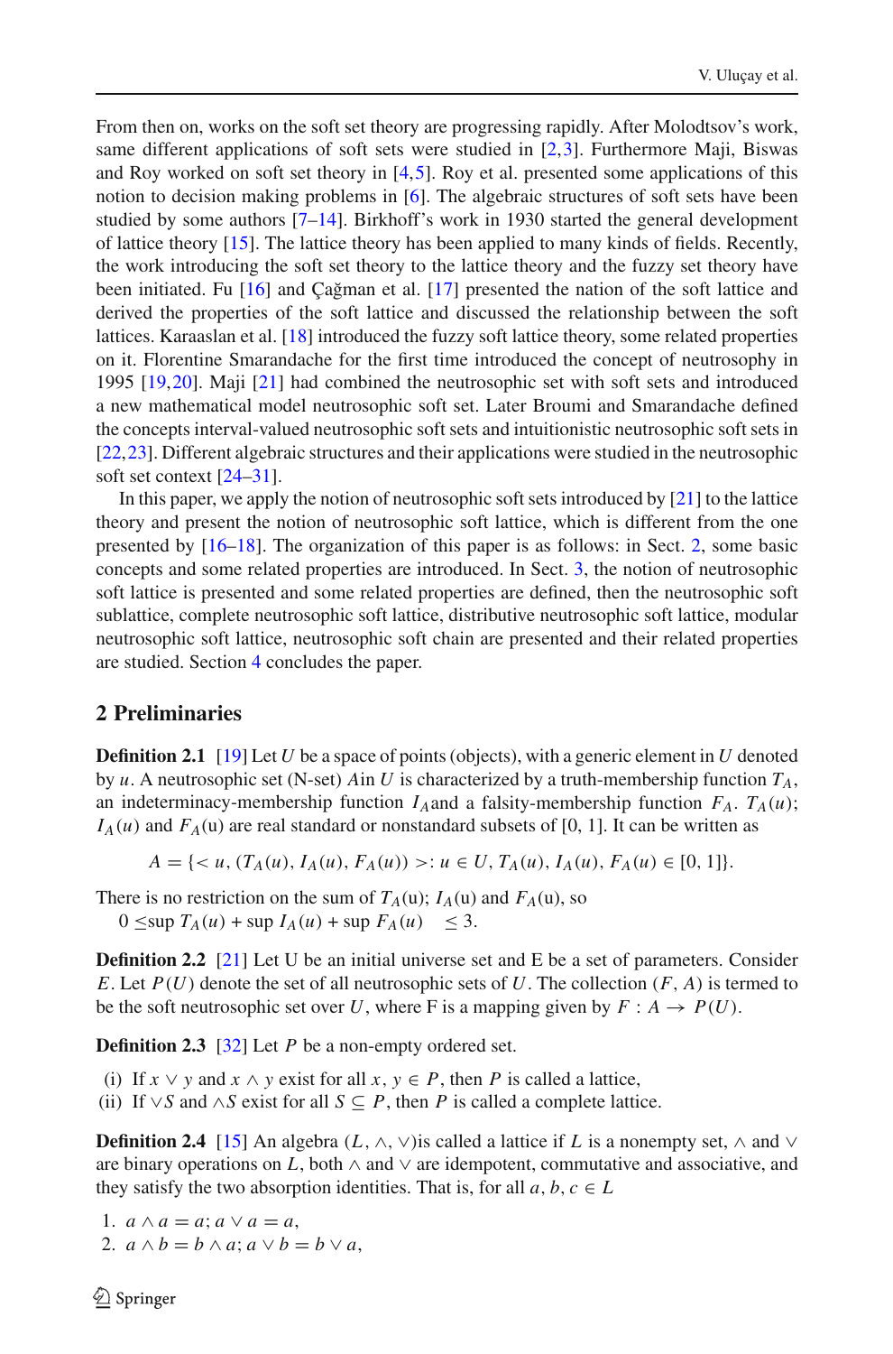From then on, works on the soft set theory are progressing rapidly. After Molodtsov's work, same different applications of soft sets were studied in [2,3]. Furthermore Maji, Biswas and Roy worked on soft set theory in [4,5]. Roy et al. presented some applications of this notion to decision making problems in [6]. The algebraic structures of soft sets have been studied by some authors [7–14]. Birkhoff's work in 1930 started the general development of lattice theory [15]. The lattice theory has been applied to many kinds of fields. Recently, the work introducing the soft set theory to the lattice theory and the fuzzy set theory have been initiated. Fu [16] and Çağman et al. [17] presented the nation of the soft lattice and derived the properties of the soft lattice and discussed the relationship between the soft lattices. Karaaslan et al. [18] introduced the fuzzy soft lattice theory, some related properties on it. Florentine Smarandache for the first time introduced the concept of neutrosophy in 1995 [19,20]. Maji [21] had combined the neutrosophic set with soft sets and introduced a new mathematical model neutrosophic soft set. Later Broumi and Smarandache defined the concepts interval-valued neutrosophic soft sets and intuitionistic neutrosophic soft sets in [22,23]. Different algebraic structures and their applications were studied in the neutrosophic soft set context [24–31].

In this paper, we apply the notion of neutrosophic soft sets introduced by [21] to the lattice theory and present the notion of neutrosophic soft lattice, which is different from the one presented by [16–18]. The organization of this paper is as follows: in Sect. 2, some basic concepts and some related properties are introduced. In Sect. 3, the notion of neutrosophic soft lattice is presented and some related properties are defined, then the neutrosophic soft sublattice, complete neutrosophic soft lattice, distributive neutrosophic soft lattice, modular neutrosophic soft lattice, neutrosophic soft chain are presented and their related properties are studied. Section 4 concludes the paper.

## 2 Preliminaries

**Definition 2.1** [19] Let $U$ be a space of points (objects), with a generic element in $U$ denoted by $u$. A neutrosophic set (N-set) $A$in $U$ is characterized by a truth-membership function $T_A$, an indeterminacy-membership function $I_A$and a falsity-membership function $F_A$. $T_A(u)$; $I_A(u)$ and $F_A$(u) are real standard or nonstandard subsets of [0, 1]. It can be written as

$$A = \{< u, (T_A(u), I_A(u), F_A(u)) >: u \in U, T_A(u), I_A(u), F_A(u) \in [0, 1]\}.$$

There is no restriction on the sum of $T_A$(u); $I_A$(u) and $F_A$(u), so
$0 \leq \sup T_A(u) + \sup I_A(u) + \sup F_A(u) \leq 3$.

**Definition 2.2** [21] Let U be an initial universe set and E be a set of parameters. Consider $E$. Let $P(U)$ denote the set of all neutrosophic sets of $U$. The collection $(F, A)$ is termed to be the soft neutrosophic set over $U$, where F is a mapping given by $F : A \to P(U)$.

**Definition 2.3** [32] Let $P$ be a non-empty ordered set.

(i) If $x \vee y$ and $x \wedge y$ exist for all $x, y \in P$, then $P$ is called a lattice,
(ii) If $\vee S$ and $\wedge S$ exist for all $S \subseteq P$, then $P$ is called a complete lattice.

**Definition 2.4** [15] An algebra $(L, \wedge, \vee)$is called a lattice if $L$ is a nonempty set, $\wedge$ and $\vee$ are binary operations on $L$, both $\wedge$ and $\vee$ are idempotent, commutative and associative, and they satisfy the two absorption identities. That is, for all $a, b, c \in L$

1. $a \wedge a = a; a \vee a = a$,
2. $a \wedge b = b \wedge a; a \vee b = b \vee a$,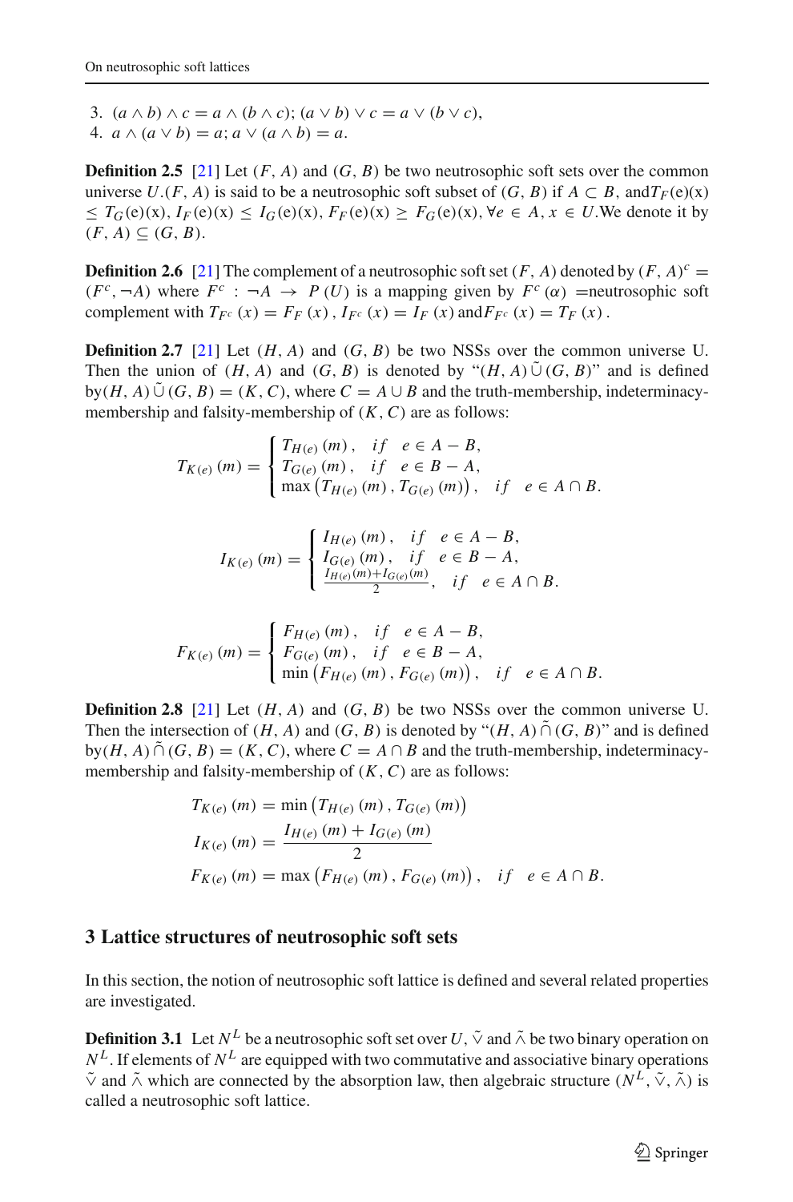3. $(a \wedge b) \wedge c = a \wedge (b \wedge c)$; $(a \vee b) \vee c = a \vee (b \vee c)$,
4. $a \wedge (a \vee b) = a$; $a \vee (a \wedge b) = a$.

**Definition 2.5** [21] Let $(F, A)$ and $(G, B)$ be two neutrosophic soft sets over the common universe $U$.$(F, A)$ is said to be a neutrosophic soft subset of $(G, B)$ if $A \subset B$, and$T_F(\mathrm{e})(\mathrm{x}) \leq T_G(\mathrm{e})(\mathrm{x})$, $I_F(\mathrm{e})(\mathrm{x}) \leq I_G(\mathrm{e})(\mathrm{x})$, $F_F(\mathrm{e})(\mathrm{x}) \geq F_G(\mathrm{e})(\mathrm{x})$, $\forall e \in A$, $x \in U$.We denote it by $(F, A) \subseteq (G, B)$.

**Definition 2.6** [21] The complement of a neutrosophic soft set $(F, A)$ denoted by $(F, A)^c = (F^c, \neg A)$ where $F^c : \neg A \to P(U)$ is a mapping given by $F^c(\alpha)$ =neutrosophic soft complement with $T_{F^c}(x) = F_F(x)$, $I_{F^c}(x) = I_F(x)$ and$F_{F^c}(x) = T_F(x)$.

**Definition 2.7** [21] Let $(H, A)$ and $(G, B)$ be two NSSs over the common universe U. Then the union of $(H, A)$ and $(G, B)$ is denoted by "$(H, A)\,\tilde{\cup}\,(G, B)$" and is defined by$(H, A)\,\tilde{\cup}\,(G, B) = (K, C)$, where $C = A \cup B$ and the truth-membership, indeterminacy-membership and falsity-membership of $(K, C)$ are as follows:

$$T_{K(e)}(m) = \begin{cases} T_{H(e)}(m), & if \quad e \in A - B, \\ T_{G(e)}(m), & if \quad e \in B - A, \\ \max\left(T_{H(e)}(m), T_{G(e)}(m)\right), & if \quad e \in A \cap B. \end{cases}$$

$$I_{K(e)}(m) = \begin{cases} I_{H(e)}(m), & if \quad e \in A - B, \\ I_{G(e)}(m), & if \quad e \in B - A, \\ \frac{I_{H(e)}(m) + I_{G(e)}(m)}{2}, & if \quad e \in A \cap B. \end{cases}$$

$$F_{K(e)}(m) = \begin{cases} F_{H(e)}(m), & if \quad e \in A - B, \\ F_{G(e)}(m), & if \quad e \in B - A, \\ \min\left(F_{H(e)}(m), F_{G(e)}(m)\right), & if \quad e \in A \cap B. \end{cases}$$

**Definition 2.8** [21] Let $(H, A)$ and $(G, B)$ be two NSSs over the common universe U. Then the intersection of $(H, A)$ and $(G, B)$ is denoted by "$(H, A)\,\tilde{\cap}\,(G, B)$" and is defined by$(H, A)\,\tilde{\cap}\,(G, B) = (K, C)$, where $C = A \cap B$ and the truth-membership, indeterminacy-membership and falsity-membership of $(K, C)$ are as follows:

$$\begin{aligned} T_{K(e)}(m) &= \min\left(T_{H(e)}(m), T_{G(e)}(m)\right) \\ I_{K(e)}(m) &= \frac{I_{H(e)}(m) + I_{G(e)}(m)}{2} \\ F_{K(e)}(m) &= \max\left(F_{H(e)}(m), F_{G(e)}(m)\right), \quad if \quad e \in A \cap B. \end{aligned}$$

## 3 Lattice structures of neutrosophic soft sets

In this section, the notion of neutrosophic soft lattice is defined and several related properties are investigated.

**Definition 3.1** Let $N^L$ be a neutrosophic soft set over $U$, $\tilde{\vee}$ and $\tilde{\wedge}$ be two binary operation on $N^L$. If elements of $N^L$ are equipped with two commutative and associative binary operations $\tilde{\vee}$ and $\tilde{\wedge}$ which are connected by the absorption law, then algebraic structure $(N^L, \tilde{\vee}, \tilde{\wedge})$ is called a neutrosophic soft lattice.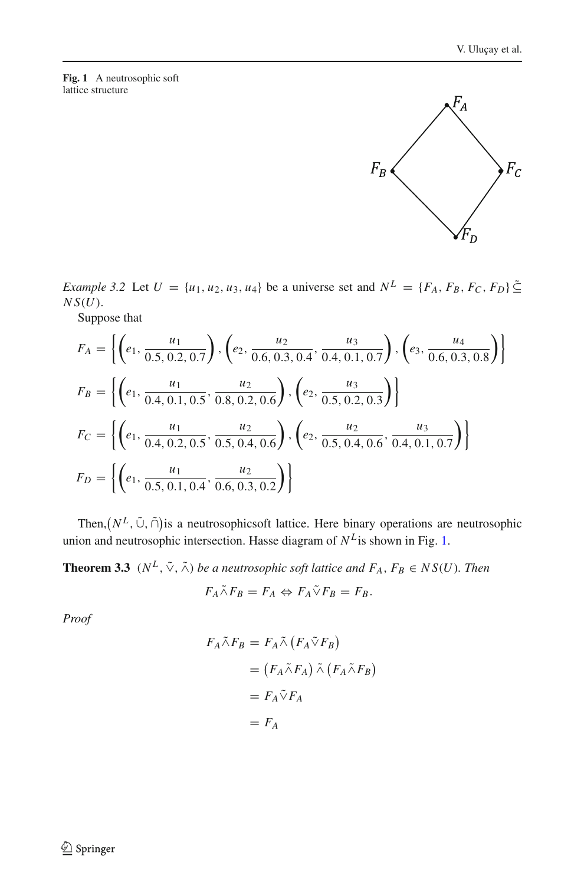**Fig. 1** A neutrosophic soft lattice structure

*Example 3.2* Let $U = \{u_1, u_2, u_3, u_4\}$ be a universe set and $N^L = \{F_A, F_B, F_C, F_D\} \tilde{\subseteq} NS(U)$.

Suppose that

$$F_A = \left\{ \left(e_1, \frac{u_1}{0.5, 0.2, 0.7}\right), \left(e_2, \frac{u_2}{0.6, 0.3, 0.4}, \frac{u_3}{0.4, 0.1, 0.7}\right), \left(e_3, \frac{u_4}{0.6, 0.3, 0.8}\right) \right\}$$

$$F_B = \left\{ \left(e_1, \frac{u_1}{0.4, 0.1, 0.5}, \frac{u_2}{0.8, 0.2, 0.6}\right), \left(e_2, \frac{u_3}{0.5, 0.2, 0.3}\right) \right\}$$

$$F_C = \left\{ \left(e_1, \frac{u_1}{0.4, 0.2, 0.5}, \frac{u_2}{0.5, 0.4, 0.6}\right), \left(e_2, \frac{u_2}{0.5, 0.4, 0.6}, \frac{u_3}{0.4, 0.1, 0.7}\right) \right\}$$

$$F_D = \left\{ \left(e_1, \frac{u_1}{0.5, 0.1, 0.4}, \frac{u_2}{0.6, 0.3, 0.2}\right) \right\}$$

Then, $\left(N^L, \tilde{\cup}, \tilde{\cap}\right)$ is a neutrosophicsoft lattice. Here binary operations are neutrosophic union and neutrosophic intersection. Hasse diagram of $N^L$ is shown in Fig. 1.

**Theorem 3.3** *$(N^L, \tilde{\vee}, \tilde{\wedge})$ be a neutrosophic soft lattice and $F_A, F_B \in NS(U)$. Then*

$$F_A \tilde{\wedge} F_B = F_A \Leftrightarrow F_A \tilde{\vee} F_B = F_B.$$

*Proof*

$$\begin{aligned} F_A \tilde{\wedge} F_B &= F_A \tilde{\wedge} \left(F_A \tilde{\vee} F_B\right) \\ &= \left(F_A \tilde{\wedge} F_A\right) \tilde{\wedge} \left(F_A \tilde{\wedge} F_B\right) \\ &= F_A \tilde{\vee} F_A \\ &= F_A \end{aligned}$$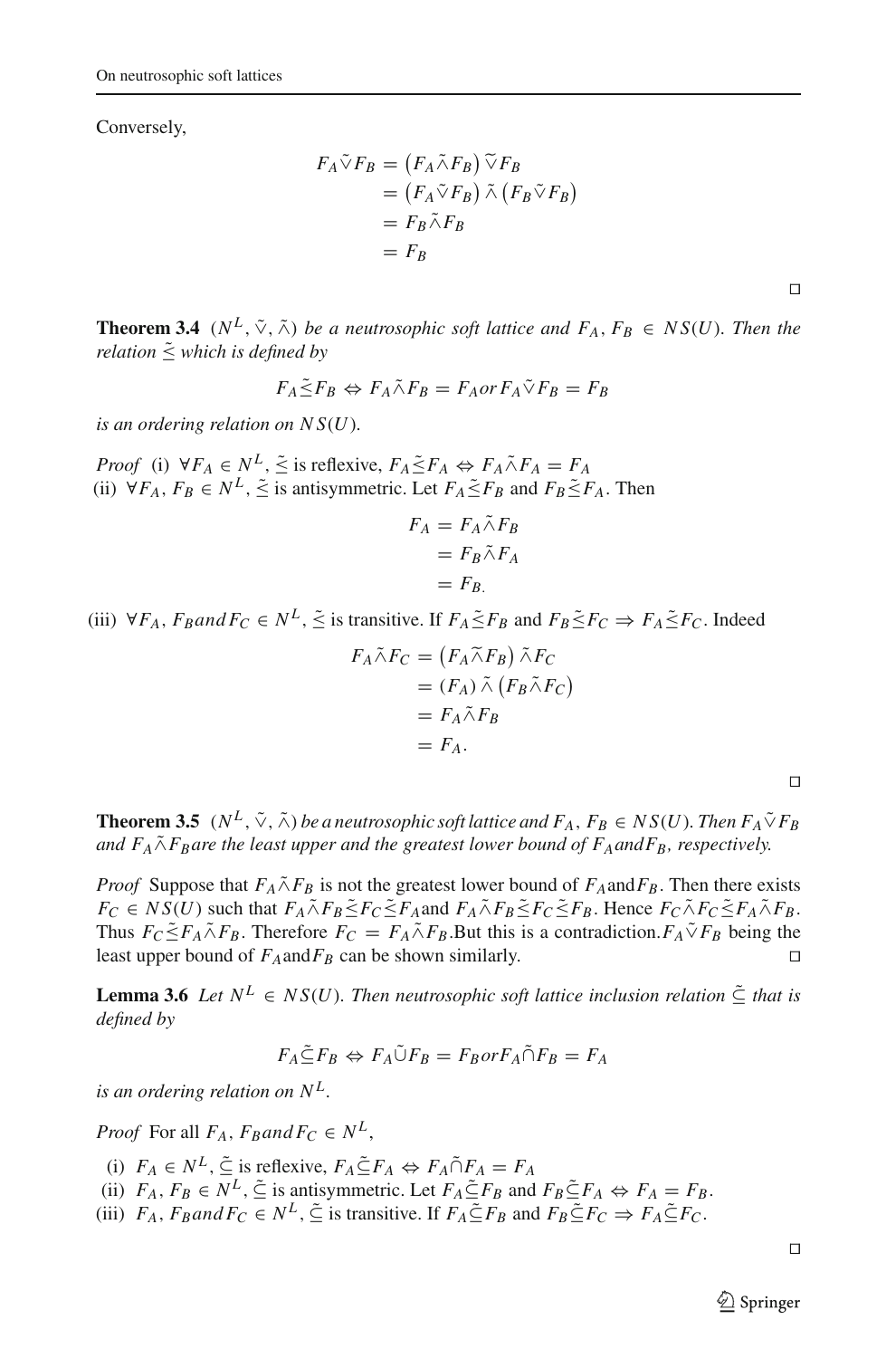Conversely,

$$
\begin{aligned}
F_A \tilde{\vee} F_B &= \left(F_A \tilde{\wedge} F_B\right) \tilde{\vee} F_B \\
&= \left(F_A \tilde{\vee} F_B\right) \tilde{\wedge} \left(F_B \tilde{\vee} F_B\right) \\
&= F_B \tilde{\wedge} F_B \\
&= F_B
\end{aligned}
$$

□

**Theorem 3.4** *$(N^L, \tilde{\vee}, \tilde{\wedge})$ be a neutrosophic soft lattice and $F_A, F_B \in NS(U)$. Then the relation $\tilde{\leq}$ which is defined by*

$$F_A \tilde{\leq} F_B \Leftrightarrow F_A \tilde{\wedge} F_B = F_A \, or \, F_A \tilde{\vee} F_B = F_B$$

*is an ordering relation on $NS(U)$.*

*Proof* (i) $\forall F_A \in N^L$, $\tilde{\leq}$ is reflexive, $F_A \tilde{\leq} F_A \Leftrightarrow F_A \tilde{\wedge} F_A = F_A$
(ii) $\forall F_A, F_B \in N^L$, $\tilde{\leq}$ is antisymmetric. Let $F_A \tilde{\leq} F_B$ and $F_B \tilde{\leq} F_A$. Then

$$
\begin{aligned}
F_A &= F_A \tilde{\wedge} F_B \\
&= F_B \tilde{\wedge} F_A \\
&= F_B.
\end{aligned}
$$

(iii) $\forall F_A, F_B and F_C \in N^L$, $\tilde{\leq}$ is transitive. If $F_A \tilde{\leq} F_B$ and $F_B \tilde{\leq} F_C \Rightarrow F_A \tilde{\leq} F_C$. Indeed

$$
\begin{aligned}
F_A \tilde{\wedge} F_C &= \left(F_A \tilde{\wedge} F_B\right) \tilde{\wedge} F_C \\
&= (F_A) \tilde{\wedge} \left(F_B \tilde{\wedge} F_C\right) \\
&= F_A \tilde{\wedge} F_B \\
&= F_A.
\end{aligned}
$$

□

**Theorem 3.5** *$(N^L, \tilde{\vee}, \tilde{\wedge})$ be a neutrosophic soft lattice and $F_A, F_B \in NS(U)$. Then $F_A \tilde{\vee} F_B$ and $F_A \tilde{\wedge} F_B$ are the least upper and the greatest lower bound of $F_A$ and $F_B$, respectively.*

*Proof* Suppose that $F_A \tilde{\wedge} F_B$ is not the greatest lower bound of $F_A$ and $F_B$. Then there exists $F_C \in NS(U)$ such that $F_A \tilde{\wedge} F_B \tilde{\leq} F_C \tilde{\leq} F_A$ and $F_A \tilde{\wedge} F_B \tilde{\leq} F_C \tilde{\leq} F_B$. Hence $F_C \tilde{\wedge} F_C \tilde{\leq} F_A \tilde{\wedge} F_B$. Thus $F_C \tilde{\leq} F_A \tilde{\wedge} F_B$. Therefore $F_C = F_A \tilde{\wedge} F_B$. But this is a contradiction. $F_A \tilde{\vee} F_B$ being the least upper bound of $F_A$ and $F_B$ can be shown similarly. □

**Lemma 3.6** *Let $N^L \in NS(U)$. Then neutrosophic soft lattice inclusion relation $\tilde{\subseteq}$ that is defined by*

$$F_A \tilde{\subseteq} F_B \Leftrightarrow F_A \tilde{\cup} F_B = F_B \, or \, F_A \tilde{\cap} F_B = F_A$$

*is an ordering relation on $N^L$.*

*Proof* For all $F_A, F_B and F_C \in N^L$,

(i) $F_A \in N^L$, $\tilde{\subseteq}$ is reflexive, $F_A \tilde{\subseteq} F_A \Leftrightarrow F_A \tilde{\cap} F_A = F_A$
(ii) $F_A, F_B \in N^L$, $\tilde{\subseteq}$ is antisymmetric. Let $F_A \tilde{\subseteq} F_B$ and $F_B \tilde{\subseteq} F_A \Leftrightarrow F_A = F_B$.
(iii) $F_A, F_B and F_C \in N^L$, $\tilde{\subseteq}$ is transitive. If $F_A \tilde{\subseteq} F_B$ and $F_B \tilde{\subseteq} F_C \Rightarrow F_A \tilde{\subseteq} F_C$.

□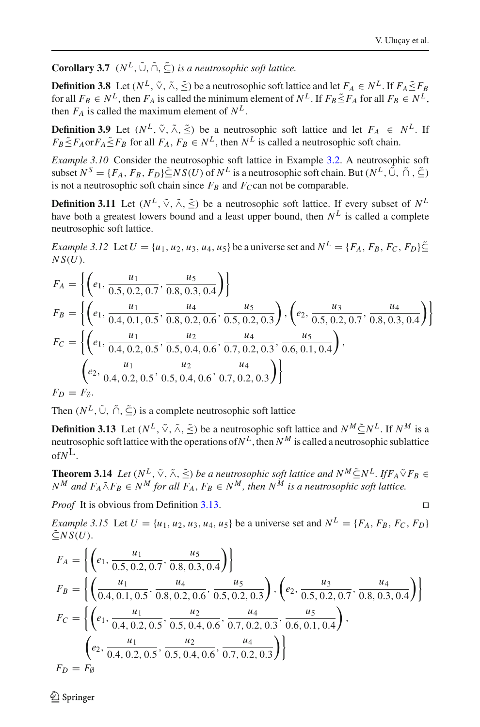**Corollary 3.7** *$(N^L, \tilde{\cup}, \tilde{\cap}, \tilde{\subseteq})$ is a neutrosophic soft lattice.*

**Definition 3.8** Let $(N^L, \tilde{\vee}, \tilde{\wedge}, \tilde{\preceq})$ be a neutrosophic soft lattice and let $F_A \in N^L$. If $F_A \tilde{\preceq} F_B$ for all $F_B \in N^L$, then $F_A$ is called the minimum element of $N^L$. If $F_B \tilde{\preceq} F_A$ for all $F_B \in N^L$, then $F_A$ is called the maximum element of $N^L$.

**Definition 3.9** Let $(N^L, \tilde{\vee}, \tilde{\wedge}, \tilde{\preceq})$ be a neutrosophic soft lattice and let $F_A \in N^L$. If $F_B \tilde{\preceq} F_A$ or $F_A \tilde{\preceq} F_B$ for all $F_A, F_B \in N^L$, then $N^L$ is called a neutrosophic soft chain.

*Example 3.10* Consider the neutrosophic soft lattice in Example 3.2. A neutrosophic soft subset $N^S = \{F_A, F_B, F_D\} \tilde{\subseteq} NS(U)$ of $N^L$ is a neutrosophic soft chain. But $(N^L, \tilde{\cup}, \tilde{\cap}, \tilde{\subseteq})$ is not a neutrosophic soft chain since $F_B$ and $F_C$ can not be comparable.

**Definition 3.11** Let $(N^L, \tilde{\vee}, \tilde{\wedge}, \tilde{\preceq})$ be a neutrosophic soft lattice. If every subset of $N^L$ have both a greatest lowers bound and a least upper bound, then $N^L$ is called a complete neutrosophic soft lattice.

*Example 3.12* Let $U = \{u_1, u_2, u_3, u_4, u_5\}$ be a universe set and $N^L = \{F_A, F_B, F_C, F_D\} \tilde{\subseteq} NS(U)$.

$$F_A = \left\{ \left( e_1, \frac{u_1}{0.5, 0.2, 0.7}, \frac{u_5}{0.8, 0.3, 0.4} \right) \right\}$$

$$F_B = \left\{ \left( e_1, \frac{u_1}{0.4, 0.1, 0.5}, \frac{u_4}{0.8, 0.2, 0.6}, \frac{u_5}{0.5, 0.2, 0.3} \right), \left( e_2, \frac{u_3}{0.5, 0.2, 0.7}, \frac{u_4}{0.8, 0.3, 0.4} \right) \right\}$$

$$F_C = \left\{ \left( e_1, \frac{u_1}{0.4, 0.2, 0.5}, \frac{u_2}{0.5, 0.4, 0.6}, \frac{u_4}{0.7, 0.2, 0.3}, \frac{u_5}{0.6, 0.1, 0.4} \right), \left( e_2, \frac{u_1}{0.4, 0.2, 0.5}, \frac{u_2}{0.5, 0.4, 0.6}, \frac{u_4}{0.7, 0.2, 0.3} \right) \right\}$$

$$F_D = F_{\emptyset}.$$

Then $(N^L, \tilde{\cup}, \tilde{\cap}, \tilde{\subseteq})$ is a complete neutrosophic soft lattice

**Definition 3.13** Let $(N^L, \tilde{\vee}, \tilde{\wedge}, \tilde{\preceq})$ be a neutrosophic soft lattice and $N^M \tilde{\subseteq} N^L$. If $N^M$ is a neutrosophic soft lattice with the operations of $N^L$, then $N^M$ is called a neutrosophic sublattice of $N^L$.

**Theorem 3.14** *Let $(N^L, \tilde{\vee}, \tilde{\wedge}, \tilde{\preceq})$ be a neutrosophic soft lattice and $N^M \tilde{\subseteq} N^L$. If $F_A \tilde{\vee} F_B \in N^M$ and $F_A \tilde{\wedge} F_B \in N^M$ for all $F_A, F_B \in N^M$, then $N^M$ is a neutrosophic soft lattice.*

*Proof* It is obvious from Definition 3.13. □

*Example 3.15* Let $U = \{u_1, u_2, u_3, u_4, u_5\}$ be a universe set and $N^L = \{F_A, F_B, F_C, F_D\} \tilde{\subseteq} NS(U)$.

$$F_A = \left\{ \left( e_1, \frac{u_1}{0.5, 0.2, 0.7}, \frac{u_5}{0.8, 0.3, 0.4} \right) \right\}$$

$$F_B = \left\{ \left( \frac{u_1}{0.4, 0.1, 0.5}, \frac{u_4}{0.8, 0.2, 0.6}, \frac{u_5}{0.5, 0.2, 0.3} \right), \left( e_2, \frac{u_3}{0.5, 0.2, 0.7}, \frac{u_4}{0.8, 0.3, 0.4} \right) \right\}$$

$$F_C = \left\{ \left( e_1, \frac{u_1}{0.4, 0.2, 0.5}, \frac{u_2}{0.5, 0.4, 0.6}, \frac{u_4}{0.7, 0.2, 0.3}, \frac{u_5}{0.6, 0.1, 0.4} \right), \left( e_2, \frac{u_1}{0.4, 0.2, 0.5}, \frac{u_2}{0.5, 0.4, 0.6}, \frac{u_4}{0.7, 0.2, 0.3} \right) \right\}$$

$$F_D = F_{\emptyset}$$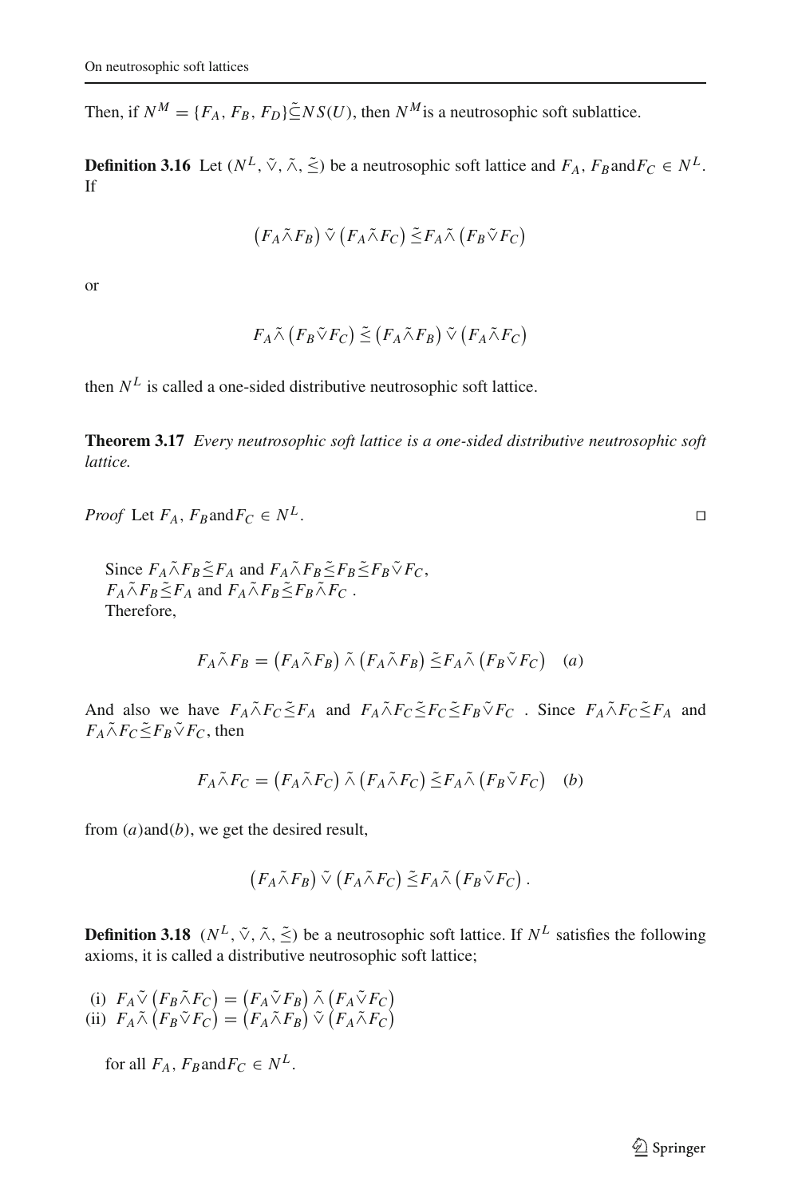Then, if $N^M = \{F_A, F_B, F_D\} \tilde{\subseteq} NS(U)$, then $N^M$ is a neutrosophic soft sublattice.

**Definition 3.16** Let $(N^L, \tilde{\vee}, \tilde{\wedge}, \tilde{\preceq})$ be a neutrosophic soft lattice and $F_A$, $F_B$ and $F_C \in N^L$. If

$$\left(F_A \tilde{\wedge} F_B\right) \tilde{\vee} \left(F_A \tilde{\wedge} F_C\right) \tilde{\preceq} F_A \tilde{\wedge} \left(F_B \tilde{\vee} F_C\right)$$

or

$$F_A \tilde{\wedge} \left(F_B \tilde{\vee} F_C\right) \tilde{\preceq} \left(F_A \tilde{\wedge} F_B\right) \tilde{\vee} \left(F_A \tilde{\wedge} F_C\right)$$

then $N^L$ is called a one-sided distributive neutrosophic soft lattice.

**Theorem 3.17** *Every neutrosophic soft lattice is a one-sided distributive neutrosophic soft lattice.*

*Proof* Let $F_A$, $F_B$ and $F_C \in N^L$. □

Since $F_A \tilde{\wedge} F_B \tilde{\preceq} F_A$ and $F_A \tilde{\wedge} F_B \tilde{\preceq} F_B \tilde{\preceq} F_B \tilde{\vee} F_C$,
$F_A \tilde{\wedge} F_B \tilde{\preceq} F_A$ and $F_A \tilde{\wedge} F_B \tilde{\preceq} F_B \tilde{\wedge} F_C$ .
Therefore,

$$F_A \tilde{\wedge} F_B = \left(F_A \tilde{\wedge} F_B\right) \tilde{\wedge} \left(F_A \tilde{\wedge} F_B\right) \tilde{\preceq} F_A \tilde{\wedge} \left(F_B \tilde{\vee} F_C\right) \quad (a)$$

And also we have $F_A \tilde{\wedge} F_C \tilde{\preceq} F_A$ and $F_A \tilde{\wedge} F_C \tilde{\preceq} F_C \tilde{\preceq} F_B \tilde{\vee} F_C$ . Since $F_A \tilde{\wedge} F_C \tilde{\preceq} F_A$ and $F_A \tilde{\wedge} F_C \tilde{\preceq} F_B \tilde{\vee} F_C$, then

$$F_A \tilde{\wedge} F_C = \left(F_A \tilde{\wedge} F_C\right) \tilde{\wedge} \left(F_A \tilde{\wedge} F_C\right) \tilde{\preceq} F_A \tilde{\wedge} \left(F_B \tilde{\vee} F_C\right) \quad (b)$$

from $(a)$ and $(b)$, we get the desired result,

$$\left(F_A \tilde{\wedge} F_B\right) \tilde{\vee} \left(F_A \tilde{\wedge} F_C\right) \tilde{\preceq} F_A \tilde{\wedge} \left(F_B \tilde{\vee} F_C\right).$$

**Definition 3.18** $(N^L, \tilde{\vee}, \tilde{\wedge}, \tilde{\preceq})$ be a neutrosophic soft lattice. If $N^L$ satisfies the following axioms, it is called a distributive neutrosophic soft lattice;

(i) $F_A \tilde{\vee} \left(F_B \tilde{\wedge} F_C\right) = \left(F_A \tilde{\vee} F_B\right) \tilde{\wedge} \left(F_A \tilde{\vee} F_C\right)$
(ii) $F_A \tilde{\wedge} \left(F_B \tilde{\vee} F_C\right) = \left(F_A \tilde{\wedge} F_B\right) \tilde{\vee} \left(F_A \tilde{\wedge} F_C\right)$

for all $F_A$, $F_B$ and $F_C \in N^L$.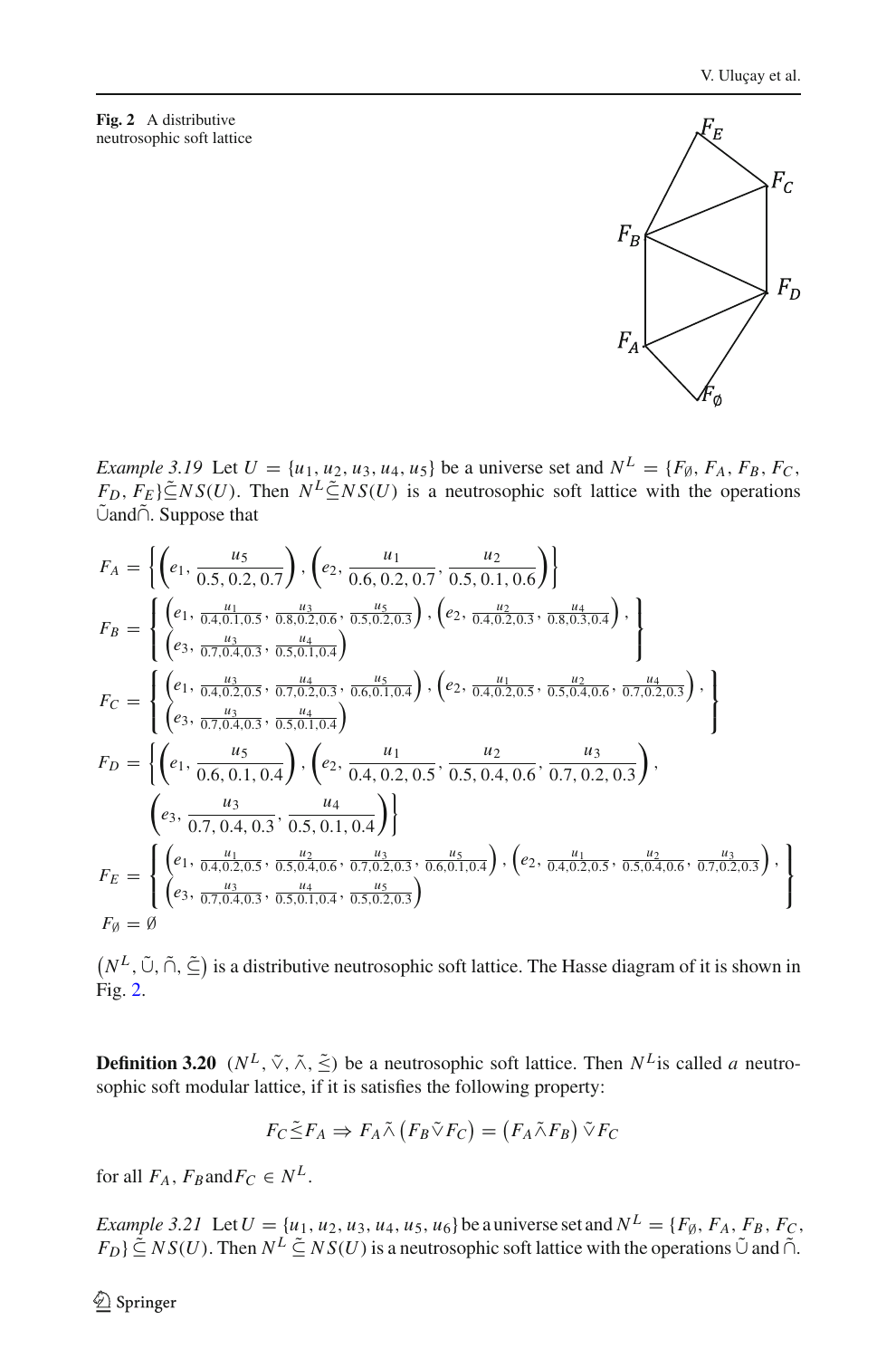**Fig. 2** A distributive neutrosophic soft lattice

*Example 3.19* Let $U = \{u_1, u_2, u_3, u_4, u_5\}$ be a universe set and $N^L = \{F_\emptyset, F_A, F_B, F_C, F_D, F_E\} \tilde{\subseteq} NS(U)$. Then $N^L \tilde{\subseteq} NS(U)$ is a neutrosophic soft lattice with the operations $\tilde{\cup}$ and $\tilde{\cap}$. Suppose that

$$F_A = \left\{ \left( e_1, \frac{u_5}{0.5, 0.2, 0.7} \right), \left( e_2, \frac{u_1}{0.6, 0.2, 0.7}, \frac{u_2}{0.5, 0.1, 0.6} \right) \right\}$$

$$F_B = \left\{ \begin{array}{l} \left( e_1, \frac{u_1}{0.4, 0.1, 0.5}, \frac{u_3}{0.8, 0.2, 0.6}, \frac{u_5}{0.5, 0.2, 0.3} \right), \left( e_2, \frac{u_2}{0.4, 0.2, 0.3}, \frac{u_4}{0.8, 0.3, 0.4} \right), \\ \left( e_3, \frac{u_3}{0.7, 0.4, 0.3}, \frac{u_4}{0.5, 0.1, 0.4} \right) \end{array} \right\}$$

$$F_C = \left\{ \begin{array}{l} \left( e_1, \frac{u_3}{0.4, 0.2, 0.5}, \frac{u_4}{0.7, 0.2, 0.3}, \frac{u_5}{0.6, 0.1, 0.4} \right), \left( e_2, \frac{u_1}{0.4, 0.2, 0.5}, \frac{u_2}{0.5, 0.4, 0.6}, \frac{u_4}{0.7, 0.2, 0.3} \right), \\ \left( e_3, \frac{u_3}{0.7, 0.4, 0.3}, \frac{u_4}{0.5, 0.1, 0.4} \right) \end{array} \right\}$$

$$F_D = \left\{ \left( e_1, \frac{u_5}{0.6, 0.1, 0.4} \right), \left( e_2, \frac{u_1}{0.4, 0.2, 0.5}, \frac{u_2}{0.5, 0.4, 0.6}, \frac{u_3}{0.7, 0.2, 0.3} \right), \left( e_3, \frac{u_3}{0.7, 0.4, 0.3}, \frac{u_4}{0.5, 0.1, 0.4} \right) \right\}$$

$$F_E = \left\{ \begin{array}{l} \left( e_1, \frac{u_1}{0.4, 0.2, 0.5}, \frac{u_2}{0.5, 0.4, 0.6}, \frac{u_3}{0.7, 0.2, 0.3}, \frac{u_5}{0.6, 0.1, 0.4} \right), \left( e_2, \frac{u_1}{0.4, 0.2, 0.5}, \frac{u_2}{0.5, 0.4, 0.6}, \frac{u_3}{0.7, 0.2, 0.3} \right), \\ \left( e_3, \frac{u_3}{0.7, 0.4, 0.3}, \frac{u_4}{0.5, 0.1, 0.4}, \frac{u_5}{0.5, 0.2, 0.3} \right) \end{array} \right\}$$

$$F_\emptyset = \emptyset$$

$\left(N^L, \tilde{\cup}, \tilde{\cap}, \tilde{\subseteq}\right)$ is a distributive neutrosophic soft lattice. The Hasse diagram of it is shown in Fig. 2.

**Definition 3.20** $(N^L, \tilde{\vee}, \tilde{\wedge}, \tilde{\leq})$ be a neutrosophic soft lattice. Then $N^L$ is called *a* neutrosophic soft modular lattice, if it is satisfies the following property:

$$F_C \tilde{\leq} F_A \Rightarrow F_A \tilde{\wedge} \left(F_B \tilde{\vee} F_C\right) = \left(F_A \tilde{\wedge} F_B\right) \tilde{\vee} F_C$$

for all $F_A$, $F_B$ and $F_C \in N^L$.

*Example 3.21* Let $U = \{u_1, u_2, u_3, u_4, u_5, u_6\}$ be a universe set and $N^L = \{F_\emptyset, F_A, F_B, F_C, F_D\} \tilde{\subseteq} NS(U)$. Then $N^L \tilde{\subseteq} NS(U)$ is a neutrosophic soft lattice with the operations $\tilde{\cup}$ and $\tilde{\cap}$.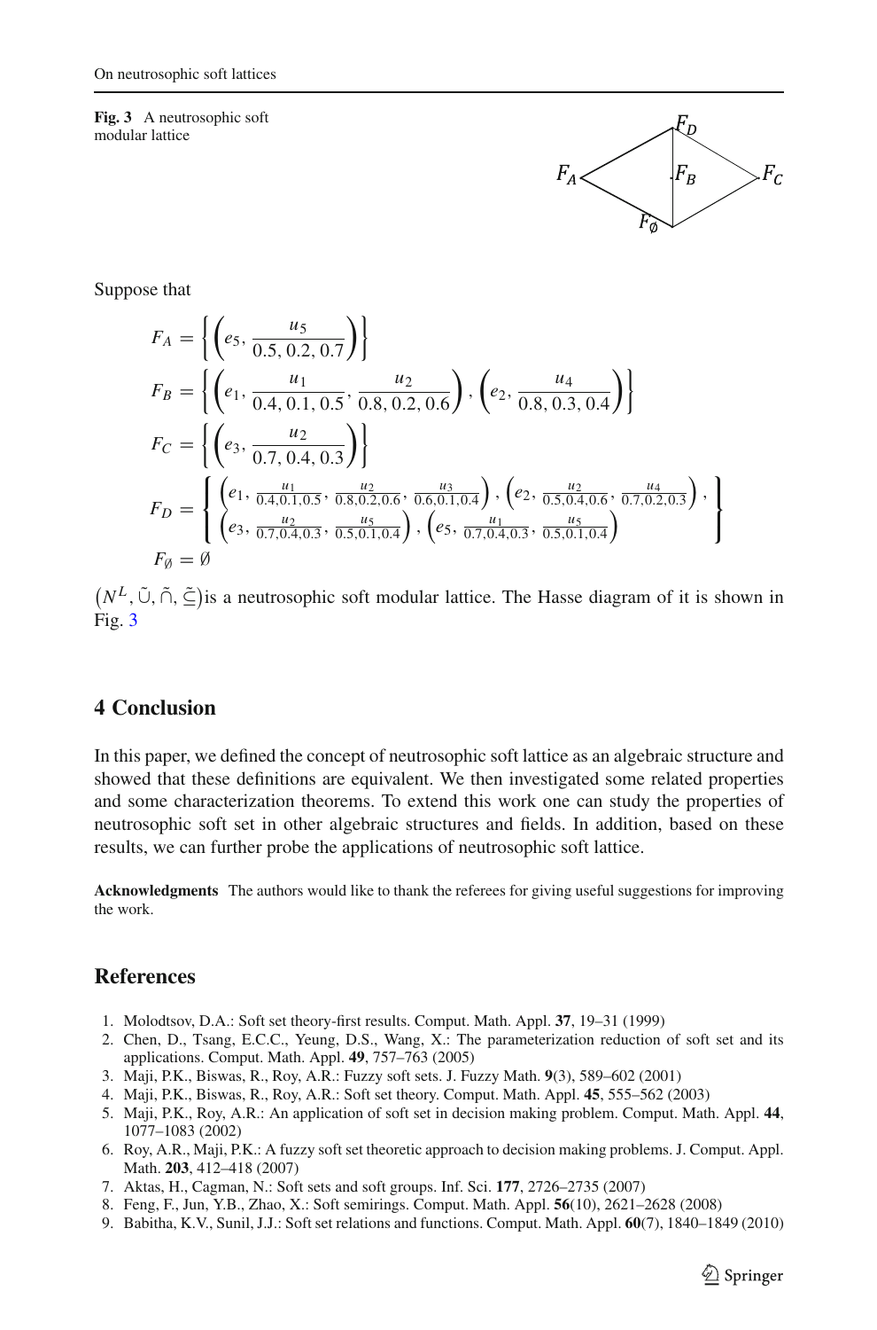**Fig. 3** A neutrosophic soft modular lattice

Suppose that

$$
\begin{aligned}
F_A &= \left\{ \left( e_5, \frac{u_5}{0.5, 0.2, 0.7} \right) \right\} \\
F_B &= \left\{ \left( e_1, \frac{u_1}{0.4, 0.1, 0.5}, \frac{u_2}{0.8, 0.2, 0.6} \right), \left( e_2, \frac{u_4}{0.8, 0.3, 0.4} \right) \right\} \\
F_C &= \left\{ \left( e_3, \frac{u_2}{0.7, 0.4, 0.3} \right) \right\} \\
F_D &= \left\{ \begin{array}{l} \left( e_1, \frac{u_1}{0.4,0.1,0.5}, \frac{u_2}{0.8,0.2,0.6}, \frac{u_3}{0.6,0.1,0.4} \right), \left( e_2, \frac{u_2}{0.5,0.4,0.6}, \frac{u_4}{0.7,0.2,0.3} \right), \\ \left( e_3, \frac{u_2}{0.7,0.4,0.3}, \frac{u_5}{0.5,0.1,0.4} \right), \left( e_5, \frac{u_1}{0.7,0.4,0.3}, \frac{u_5}{0.5,0.1,0.4} \right) \end{array} \right\} \\
F_\emptyset &= \emptyset
\end{aligned}
$$

$\left(N^L, \tilde{\cup}, \tilde{\cap}, \tilde{\subseteq}\right)$is a neutrosophic soft modular lattice. The Hasse diagram of it is shown in Fig. 3

## 4 Conclusion

In this paper, we defined the concept of neutrosophic soft lattice as an algebraic structure and showed that these definitions are equivalent. We then investigated some related properties and some characterization theorems. To extend this work one can study the properties of neutrosophic soft set in other algebraic structures and fields. In addition, based on these results, we can further probe the applications of neutrosophic soft lattice.

**Acknowledgments** The authors would like to thank the referees for giving useful suggestions for improving the work.

## References

1. Molodtsov, D.A.: Soft set theory-first results. Comput. Math. Appl. **37**, 19–31 (1999)
2. Chen, D., Tsang, E.C.C., Yeung, D.S., Wang, X.: The parameterization reduction of soft set and its applications. Comput. Math. Appl. **49**, 757–763 (2005)
3. Maji, P.K., Biswas, R., Roy, A.R.: Fuzzy soft sets. J. Fuzzy Math. **9**(3), 589–602 (2001)
4. Maji, P.K., Biswas, R., Roy, A.R.: Soft set theory. Comput. Math. Appl. **45**, 555–562 (2003)
5. Maji, P.K., Roy, A.R.: An application of soft set in decision making problem. Comput. Math. Appl. **44**, 1077–1083 (2002)
6. Roy, A.R., Maji, P.K.: A fuzzy soft set theoretic approach to decision making problems. J. Comput. Appl. Math. **203**, 412–418 (2007)
7. Aktas, H., Cagman, N.: Soft sets and soft groups. Inf. Sci. **177**, 2726–2735 (2007)
8. Feng, F., Jun, Y.B., Zhao, X.: Soft semirings. Comput. Math. Appl. **56**(10), 2621–2628 (2008)
9. Babitha, K.V., Sunil, J.J.: Soft set relations and functions. Comput. Math. Appl. **60**(7), 1840–1849 (2010)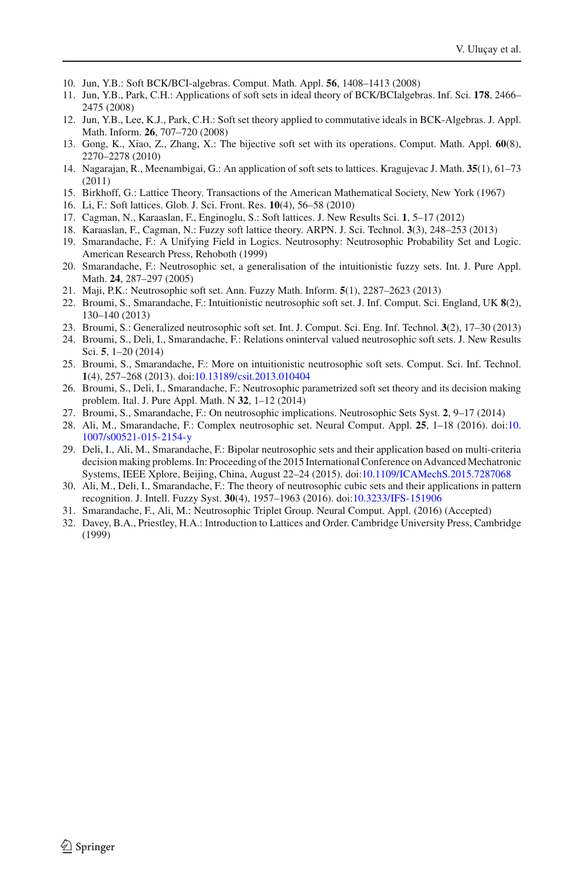10. Jun, Y.B.: Soft BCK/BCI-algebras. Comput. Math. Appl. **56**, 1408–1413 (2008)
11. Jun, Y.B., Park, C.H.: Applications of soft sets in ideal theory of BCK/BCIalgebras. Inf. Sci. **178**, 2466–2475 (2008)
12. Jun, Y.B., Lee, K.J., Park, C.H.: Soft set theory applied to commutative ideals in BCK-Algebras. J. Appl. Math. Inform. **26**, 707–720 (2008)
13. Gong, K., Xiao, Z., Zhang, X.: The bijective soft set with its operations. Comput. Math. Appl. **60**(8), 2270–2278 (2010)
14. Nagarajan, R., Meenambigai, G.: An application of soft sets to lattices. Kragujevac J. Math. **35**(1), 61–73 (2011)
15. Birkhoff, G.: Lattice Theory. Transactions of the American Mathematical Society, New York (1967)
16. Li, F.: Soft lattices. Glob. J. Sci. Front. Res. **10**(4), 56–58 (2010)
17. Cagman, N., Karaaslan, F., Enginoglu, S.: Soft lattices. J. New Results Sci. **1**, 5–17 (2012)
18. Karaaslan, F., Cagman, N.: Fuzzy soft lattice theory. ARPN. J. Sci. Technol. **3**(3), 248–253 (2013)
19. Smarandache, F.: A Unifying Field in Logics. Neutrosophy: Neutrosophic Probability Set and Logic. American Research Press, Rehoboth (1999)
20. Smarandache, F.: Neutrosophic set, a generalisation of the intuitionistic fuzzy sets. Int. J. Pure Appl. Math. **24**, 287–297 (2005)
21. Maji, P.K.: Neutrosophic soft set. Ann. Fuzzy Math. Inform. **5**(1), 2287–2623 (2013)
22. Broumi, S., Smarandache, F.: Intuitionistic neutrosophic soft set. J. Inf. Comput. Sci. England, UK **8**(2), 130–140 (2013)
23. Broumi, S.: Generalized neutrosophic soft set. Int. J. Comput. Sci. Eng. Inf. Technol. **3**(2), 17–30 (2013)
24. Broumi, S., Deli, I., Smarandache, F.: Relations oninterval valued neutrosophic soft sets. J. New Results Sci. **5**, 1–20 (2014)
25. Broumi, S., Smarandache, F.: More on intuitionistic neutrosophic soft sets. Comput. Sci. Inf. Technol. **1**(4), 257–268 (2013). doi:10.13189/csit.2013.010404
26. Broumi, S., Deli, I., Smarandache, F.: Neutrosophic parametrized soft set theory and its decision making problem. Ital. J. Pure Appl. Math. N **32**, 1–12 (2014)
27. Broumi, S., Smarandache, F.: On neutrosophic implications. Neutrosophic Sets Syst. **2**, 9–17 (2014)
28. Ali, M., Smarandache, F.: Complex neutrosophic set. Neural Comput. Appl. **25**, 1–18 (2016). doi:10.1007/s00521-015-2154-y
29. Deli, I., Ali, M., Smarandache, F.: Bipolar neutrosophic sets and their application based on multi-criteria decision making problems. In: Proceeding of the 2015 International Conference on Advanced Mechatronic Systems, IEEE Xplore, Beijing, China, August 22–24 (2015). doi:10.1109/ICAMechS.2015.7287068
30. Ali, M., Deli, I., Smarandache, F.: The theory of neutrosophic cubic sets and their applications in pattern recognition. J. Intell. Fuzzy Syst. **30**(4), 1957–1963 (2016). doi:10.3233/IFS-151906
31. Smarandache, F., Ali, M.: Neutrosophic Triplet Group. Neural Comput. Appl. (2016) (Accepted)
32. Davey, B.A., Priestley, H.A.: Introduction to Lattices and Order. Cambridge University Press, Cambridge (1999)